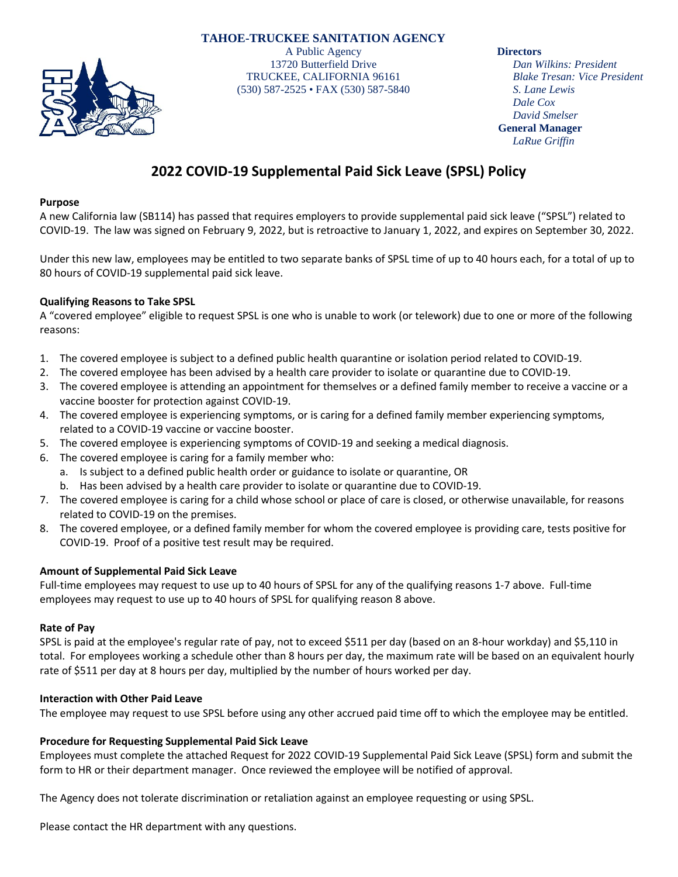**TAHOE-TRUCKEE SANITATION AGENCY**

A Public Agency
13720 Butterfield Drive
TRUCKEE, CALIFORNIA 96161
(530) 587-2525 • FAX (530) 587-5840

**Directors**
*Dan Wilkins: President*
*Blake Tresan: Vice President*
*S. Lane Lewis*
*Dale Cox*
*David Smelser*
**General Manager**
*LaRue Griffin*

# 2022 COVID-19 Supplemental Paid Sick Leave (SPSL) Policy

**Purpose**

A new California law (SB114) has passed that requires employers to provide supplemental paid sick leave ("SPSL") related to COVID-19. The law was signed on February 9, 2022, but is retroactive to January 1, 2022, and expires on September 30, 2022.

Under this new law, employees may be entitled to two separate banks of SPSL time of up to 40 hours each, for a total of up to 80 hours of COVID-19 supplemental paid sick leave.

**Qualifying Reasons to Take SPSL**

A "covered employee" eligible to request SPSL is one who is unable to work (or telework) due to one or more of the following reasons:

1. The covered employee is subject to a defined public health quarantine or isolation period related to COVID-19.
2. The covered employee has been advised by a health care provider to isolate or quarantine due to COVID-19.
3. The covered employee is attending an appointment for themselves or a defined family member to receive a vaccine or a vaccine booster for protection against COVID-19.
4. The covered employee is experiencing symptoms, or is caring for a defined family member experiencing symptoms, related to a COVID-19 vaccine or vaccine booster.
5. The covered employee is experiencing symptoms of COVID-19 and seeking a medical diagnosis.
6. The covered employee is caring for a family member who:
   a. Is subject to a defined public health order or guidance to isolate or quarantine, OR
   b. Has been advised by a health care provider to isolate or quarantine due to COVID-19.
7. The covered employee is caring for a child whose school or place of care is closed, or otherwise unavailable, for reasons related to COVID-19 on the premises.
8. The covered employee, or a defined family member for whom the covered employee is providing care, tests positive for COVID-19. Proof of a positive test result may be required.

**Amount of Supplemental Paid Sick Leave**

Full-time employees may request to use up to 40 hours of SPSL for any of the qualifying reasons 1-7 above. Full-time employees may request to use up to 40 hours of SPSL for qualifying reason 8 above.

**Rate of Pay**

SPSL is paid at the employee's regular rate of pay, not to exceed $511 per day (based on an 8-hour workday) and $5,110 in total. For employees working a schedule other than 8 hours per day, the maximum rate will be based on an equivalent hourly rate of $511 per day at 8 hours per day, multiplied by the number of hours worked per day.

**Interaction with Other Paid Leave**

The employee may request to use SPSL before using any other accrued paid time off to which the employee may be entitled.

**Procedure for Requesting Supplemental Paid Sick Leave**

Employees must complete the attached Request for 2022 COVID-19 Supplemental Paid Sick Leave (SPSL) form and submit the form to HR or their department manager. Once reviewed the employee will be notified of approval.

The Agency does not tolerate discrimination or retaliation against an employee requesting or using SPSL.

Please contact the HR department with any questions.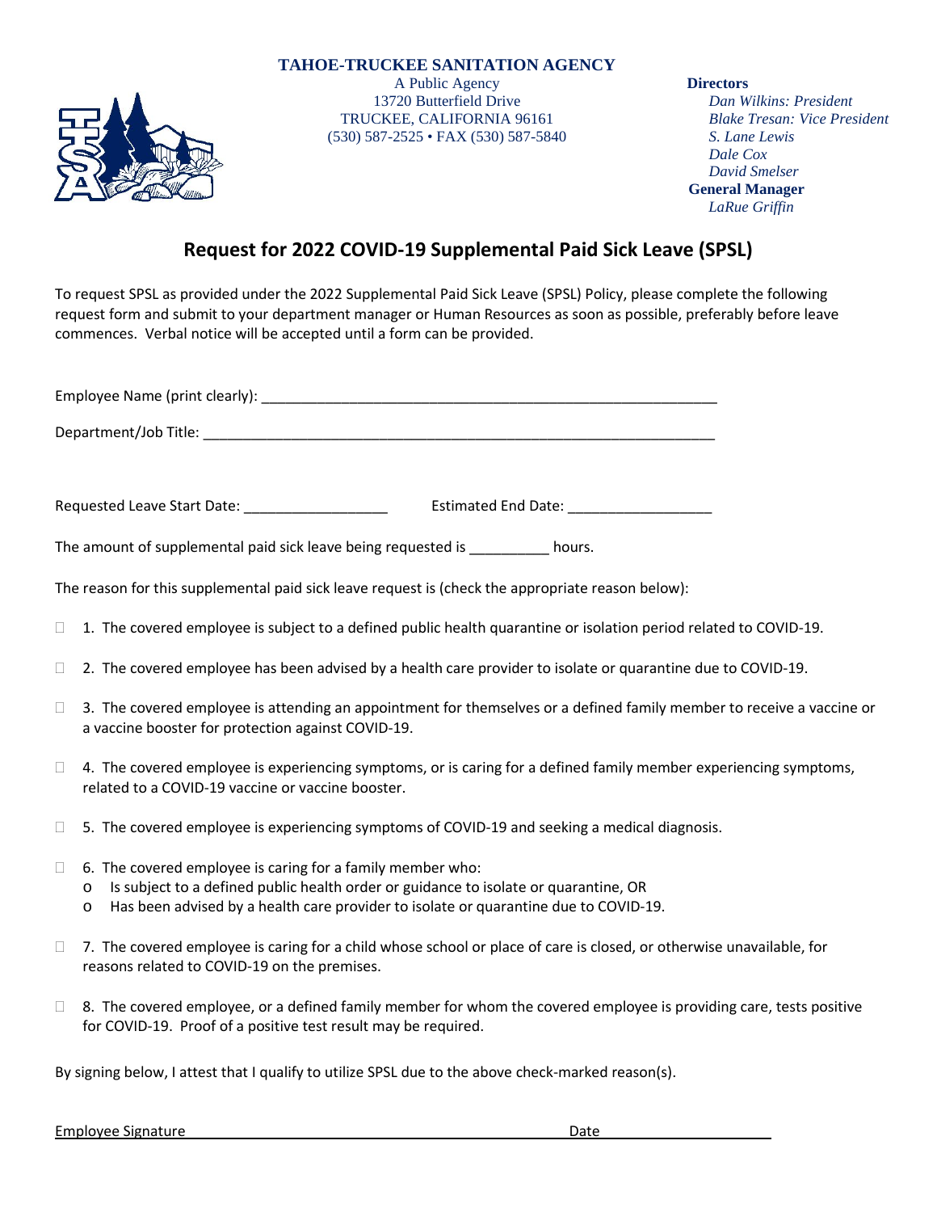**TAHOE-TRUCKEE SANITATION AGENCY**
A Public Agency
13720 Butterfield Drive
TRUCKEE, CALIFORNIA 96161
(530) 587-2525 • FAX (530) 587-5840

**Directors**
*Dan Wilkins: President*
*Blake Tresan: Vice President*
*S. Lane Lewis*
*Dale Cox*
*David Smelser*
**General Manager**
*LaRue Griffin*

# Request for 2022 COVID-19 Supplemental Paid Sick Leave (SPSL)

To request SPSL as provided under the 2022 Supplemental Paid Sick Leave (SPSL) Policy, please complete the following request form and submit to your department manager or Human Resources as soon as possible, preferably before leave commences. Verbal notice will be accepted until a form can be provided.

Employee Name (print clearly): ___________________________________________________________

Department/Job Title: ___________________________________________________________________

Requested Leave Start Date: __________________ Estimated End Date: __________________

The amount of supplemental paid sick leave being requested is __________ hours.

The reason for this supplemental paid sick leave request is (check the appropriate reason below):

☐ 1. The covered employee is subject to a defined public health quarantine or isolation period related to COVID-19.

☐ 2. The covered employee has been advised by a health care provider to isolate or quarantine due to COVID-19.

☐ 3. The covered employee is attending an appointment for themselves or a defined family member to receive a vaccine or a vaccine booster for protection against COVID-19.

☐ 4. The covered employee is experiencing symptoms, or is caring for a defined family member experiencing symptoms, related to a COVID-19 vaccine or vaccine booster.

☐ 5. The covered employee is experiencing symptoms of COVID-19 and seeking a medical diagnosis.

☐ 6. The covered employee is caring for a family member who:
- Is subject to a defined public health order or guidance to isolate or quarantine, OR
- Has been advised by a health care provider to isolate or quarantine due to COVID-19.

☐ 7. The covered employee is caring for a child whose school or place of care is closed, or otherwise unavailable, for reasons related to COVID-19 on the premises.

☐ 8. The covered employee, or a defined family member for whom the covered employee is providing care, tests positive for COVID-19. Proof of a positive test result may be required.

By signing below, I attest that I qualify to utilize SPSL due to the above check-marked reason(s).

Employee Signature ______________________________________________ Date ______________________